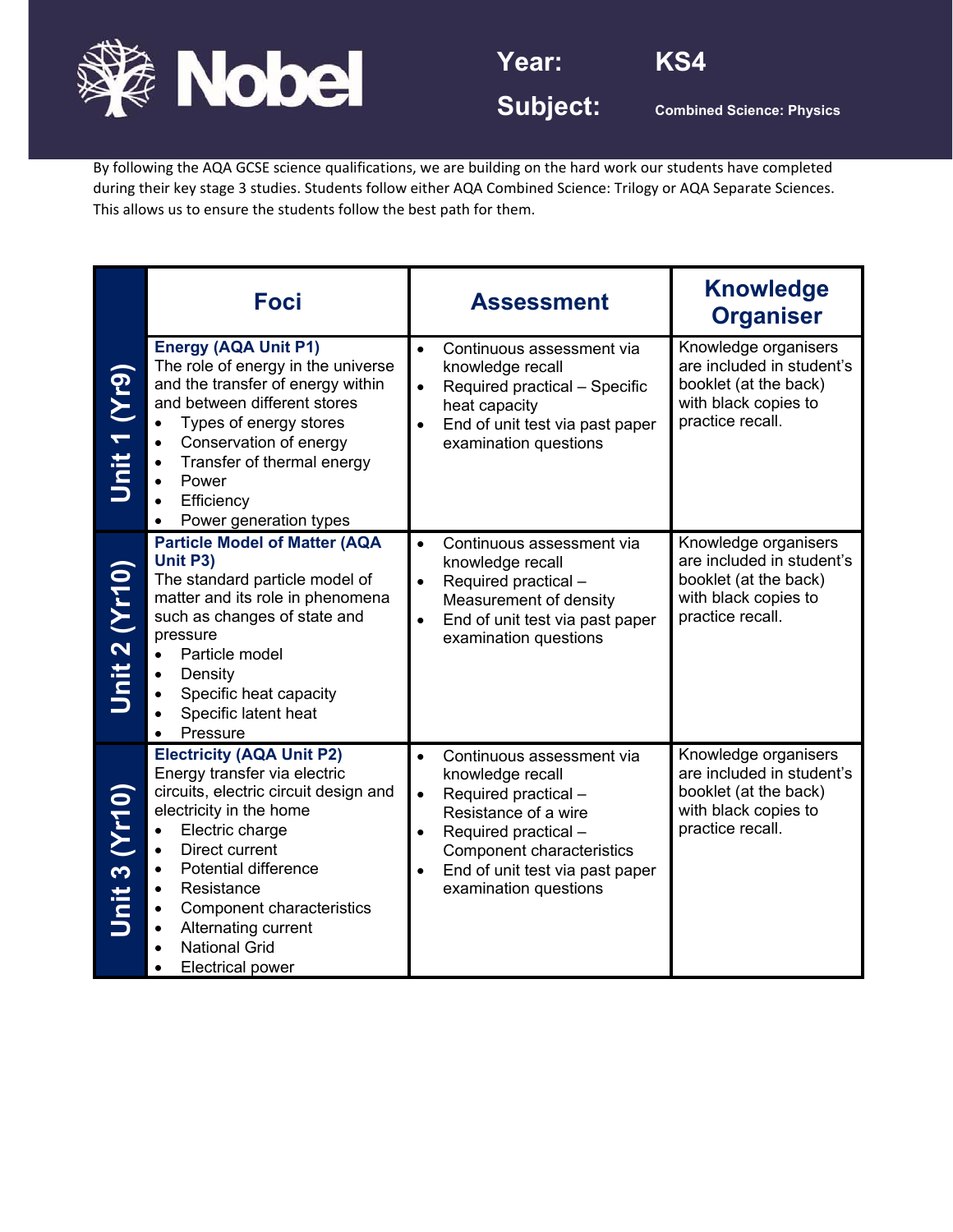# Nobel

**Year:** KS4

**Subject:** Combined Science: Physics

By following the AQA GCSE science qualifications, we are building on the hard work our students have completed during their key stage 3 studies. Students follow either AQA Combined Science: Trilogy or AQA Separate Sciences. This allows us to ensure the students follow the best path for them.

| | Foci | Assessment | Knowledge Organiser |
|---|---|---|---|
| **Unit 1 (Yr9)** | **Energy (AQA Unit P1)**<br>The role of energy in the universe and the transfer of energy within and between different stores<br>• Types of energy stores<br>• Conservation of energy<br>• Transfer of thermal energy<br>• Power<br>• Efficiency<br>• Power generation types | • Continuous assessment via knowledge recall<br>• Required practical – Specific heat capacity<br>• End of unit test via past paper examination questions | Knowledge organisers are included in student's booklet (at the back) with black copies to practice recall. |
| **Unit 2 (Yr10)** | **Particle Model of Matter (AQA Unit P3)**<br>The standard particle model of matter and its role in phenomena such as changes of state and pressure<br>• Particle model<br>• Density<br>• Specific heat capacity<br>• Specific latent heat<br>• Pressure | • Continuous assessment via knowledge recall<br>• Required practical – Measurement of density<br>• End of unit test via past paper examination questions | Knowledge organisers are included in student's booklet (at the back) with black copies to practice recall. |
| **Unit 3 (Yr10)** | **Electricity (AQA Unit P2)**<br>Energy transfer via electric circuits, electric circuit design and electricity in the home<br>• Electric charge<br>• Direct current<br>• Potential difference<br>• Resistance<br>• Component characteristics<br>• Alternating current<br>• National Grid<br>• Electrical power | • Continuous assessment via knowledge recall<br>• Required practical – Resistance of a wire<br>• Required practical – Component characteristics<br>• End of unit test via past paper examination questions | Knowledge organisers are included in student's booklet (at the back) with black copies to practice recall. |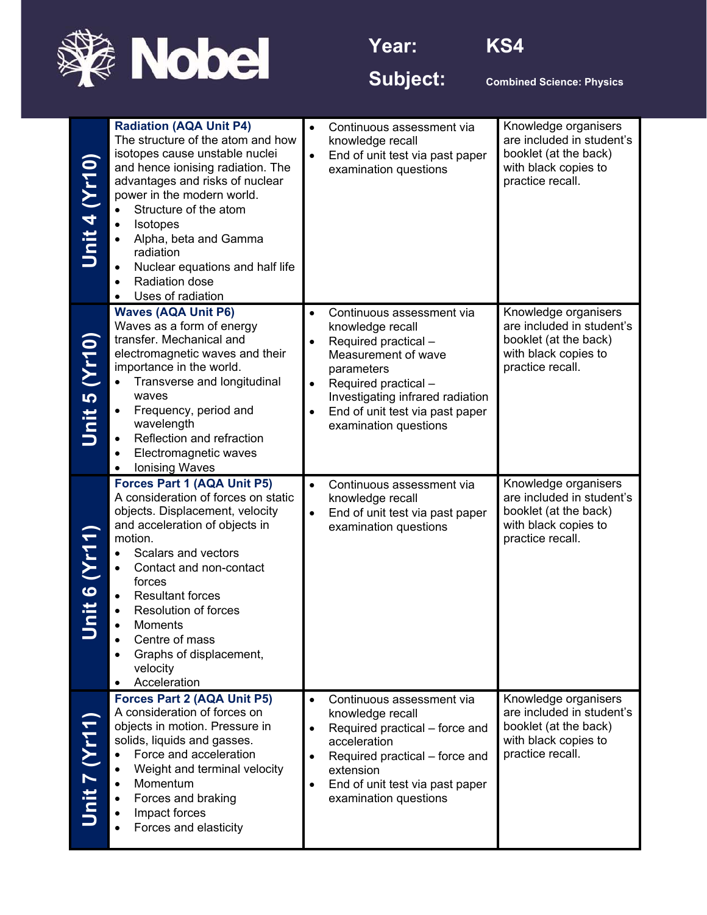**Year:** KS4

**Subject:** Combined Science: Physics

| | | | |
|---|---|---|---|
| **Unit 4 (Yr10)** | **Radiation (AQA Unit P4)**<br>The structure of the atom and how isotopes cause unstable nuclei and hence ionising radiation. The advantages and risks of nuclear power in the modern world.<br>• Structure of the atom<br>• Isotopes<br>• Alpha, beta and Gamma radiation<br>• Nuclear equations and half life<br>• Radiation dose<br>• Uses of radiation | • Continuous assessment via knowledge recall<br>• End of unit test via past paper examination questions | Knowledge organisers are included in student's booklet (at the back) with black copies to practice recall. |
| **Unit 5 (Yr10)** | **Waves (AQA Unit P6)**<br>Waves as a form of energy transfer. Mechanical and electromagnetic waves and their importance in the world.<br>• Transverse and longitudinal waves<br>• Frequency, period and wavelength<br>• Reflection and refraction<br>• Electromagnetic waves<br>• Ionising Waves | • Continuous assessment via knowledge recall<br>• Required practical – Measurement of wave parameters<br>• Required practical – Investigating infrared radiation<br>• End of unit test via past paper examination questions | Knowledge organisers are included in student's booklet (at the back) with black copies to practice recall. |
| **Unit 6 (Yr11)** | **Forces Part 1 (AQA Unit P5)**<br>A consideration of forces on static objects. Displacement, velocity and acceleration of objects in motion.<br>• Scalars and vectors<br>• Contact and non-contact forces<br>• Resultant forces<br>• Resolution of forces<br>• Moments<br>• Centre of mass<br>• Graphs of displacement, velocity<br>• Acceleration | • Continuous assessment via knowledge recall<br>• End of unit test via past paper examination questions | Knowledge organisers are included in student's booklet (at the back) with black copies to practice recall. |
| **Unit 7 (Yr11)** | **Forces Part 2 (AQA Unit P5)**<br>A consideration of forces on objects in motion. Pressure in solids, liquids and gasses.<br>• Force and acceleration<br>• Weight and terminal velocity<br>• Momentum<br>• Forces and braking<br>• Impact forces<br>• Forces and elasticity | • Continuous assessment via knowledge recall<br>• Required practical – force and acceleration<br>• Required practical – force and extension<br>• End of unit test via past paper examination questions | Knowledge organisers are included in student's booklet (at the back) with black copies to practice recall. |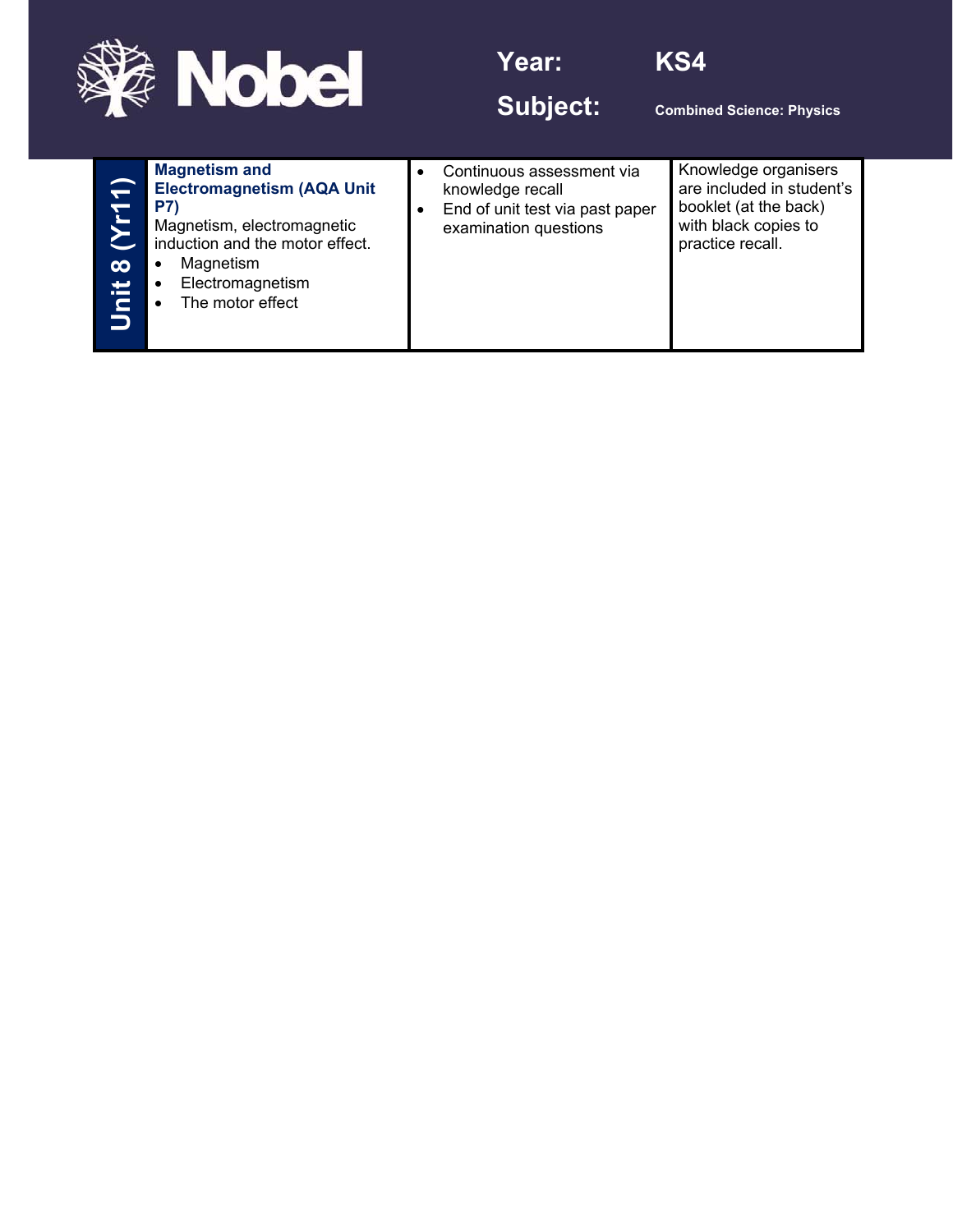**Year:** KS4

**Subject:** Combined Science: Physics

| | | | |
|---|---|---|---|
| Unit 8 (Yr11) | **Magnetism and Electromagnetism (AQA Unit P7)**<br>Magnetism, electromagnetic induction and the motor effect.<br>• Magnetism<br>• Electromagnetism<br>• The motor effect | • Continuous assessment via knowledge recall<br>• End of unit test via past paper examination questions | Knowledge organisers are included in student's booklet (at the back) with black copies to practice recall. |